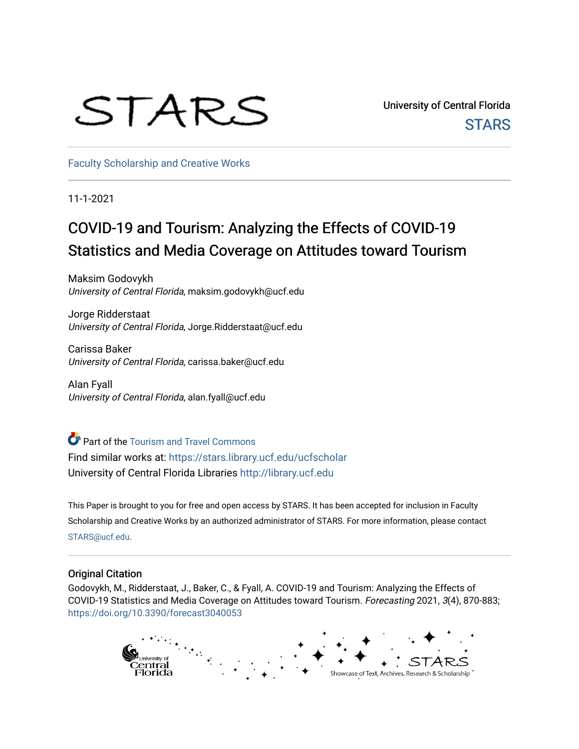STARS

University of Central Florida
STARS

Faculty Scholarship and Creative Works

11-1-2021

# COVID-19 and Tourism: Analyzing the Effects of COVID-19 Statistics and Media Coverage on Attitudes toward Tourism

Maksim Godovykh
*University of Central Florida*, maksim.godovykh@ucf.edu

Jorge Ridderstaat
*University of Central Florida*, Jorge.Ridderstaat@ucf.edu

Carissa Baker
*University of Central Florida*, carissa.baker@ucf.edu

Alan Fyall
*University of Central Florida*, alan.fyall@ucf.edu

Part of the Tourism and Travel Commons

Find similar works at: https://stars.library.ucf.edu/ucfscholar

University of Central Florida Libraries http://library.ucf.edu

This Paper is brought to you for free and open access by STARS. It has been accepted for inclusion in Faculty Scholarship and Creative Works by an authorized administrator of STARS. For more information, please contact STARS@ucf.edu.

## Original Citation

Godovykh, M., Ridderstaat, J., Baker, C., & Fyall, A. COVID-19 and Tourism: Analyzing the Effects of COVID-19 Statistics and Media Coverage on Attitudes toward Tourism. *Forecasting* 2021, *3*(4), 870-883; https://doi.org/10.3390/forecast3040053

University of Central Florida

STARS
Showcase of Text, Archives, Research & Scholarship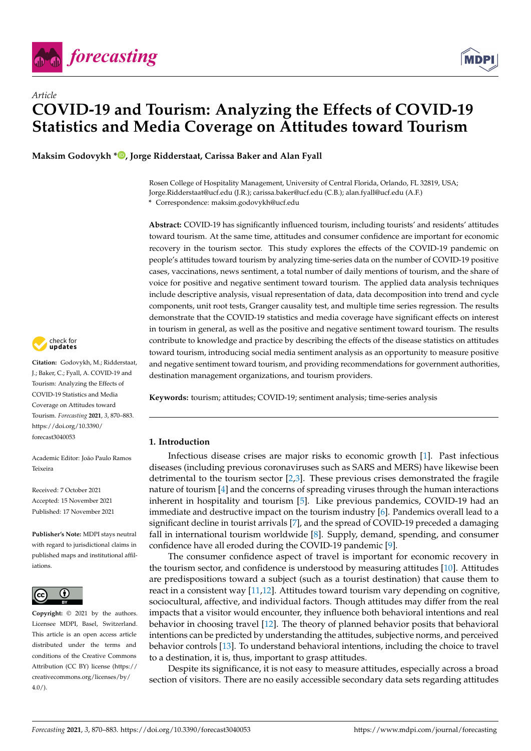Article

# COVID-19 and Tourism: Analyzing the Effects of COVID-19 Statistics and Media Coverage on Attitudes toward Tourism

**Maksim Godovykh \*, Jorge Ridderstaat, Carissa Baker and Alan Fyall**

Rosen College of Hospitality Management, University of Central Florida, Orlando, FL 32819, USA; Jorge.Ridderstaat@ucf.edu (J.R.); carissa.baker@ucf.edu (C.B.); alan.fyall@ucf.edu (A.F.)
\* Correspondence: maksim.godovykh@ucf.edu

**Abstract:** COVID-19 has significantly influenced tourism, including tourists' and residents' attitudes toward tourism. At the same time, attitudes and consumer confidence are important for economic recovery in the tourism sector. This study explores the effects of the COVID-19 pandemic on people's attitudes toward tourism by analyzing time-series data on the number of COVID-19 positive cases, vaccinations, news sentiment, a total number of daily mentions of tourism, and the share of voice for positive and negative sentiment toward tourism. The applied data analysis techniques include descriptive analysis, visual representation of data, data decomposition into trend and cycle components, unit root tests, Granger causality test, and multiple time series regression. The results demonstrate that the COVID-19 statistics and media coverage have significant effects on interest in tourism in general, as well as the positive and negative sentiment toward tourism. The results contribute to knowledge and practice by describing the effects of the disease statistics on attitudes toward tourism, introducing social media sentiment analysis as an opportunity to measure positive and negative sentiment toward tourism, and providing recommendations for government authorities, destination management organizations, and tourism providers.

**Keywords:** tourism; attitudes; COVID-19; sentiment analysis; time-series analysis

**Citation:** Godovykh, M.; Ridderstaat, J.; Baker, C.; Fyall, A. COVID-19 and Tourism: Analyzing the Effects of COVID-19 Statistics and Media Coverage on Attitudes toward Tourism. *Forecasting* **2021**, *3*, 870–883. https://doi.org/10.3390/forecast3040053

Academic Editor: João Paulo Ramos Teixeira

Received: 7 October 2021
Accepted: 15 November 2021
Published: 17 November 2021

**Publisher's Note:** MDPI stays neutral with regard to jurisdictional claims in published maps and institutional affiliations.

**Copyright:** © 2021 by the authors. Licensee MDPI, Basel, Switzerland. This article is an open access article distributed under the terms and conditions of the Creative Commons Attribution (CC BY) license (https://creativecommons.org/licenses/by/4.0/).

## 1. Introduction

Infectious disease crises are major risks to economic growth [1]. Past infectious diseases (including previous coronaviruses such as SARS and MERS) have likewise been detrimental to the tourism sector [2,3]. These previous crises demonstrated the fragile nature of tourism [4] and the concerns of spreading viruses through the human interactions inherent in hospitality and tourism [5]. Like previous pandemics, COVID-19 had an immediate and destructive impact on the tourism industry [6]. Pandemics overall lead to a significant decline in tourist arrivals [7], and the spread of COVID-19 preceded a damaging fall in international tourism worldwide [8]. Supply, demand, spending, and consumer confidence have all eroded during the COVID-19 pandemic [9].

The consumer confidence aspect of travel is important for economic recovery in the tourism sector, and confidence is understood by measuring attitudes [10]. Attitudes are predispositions toward a subject (such as a tourist destination) that cause them to react in a consistent way [11,12]. Attitudes toward tourism vary depending on cognitive, sociocultural, affective, and individual factors. Though attitudes may differ from the real impacts that a visitor would encounter, they influence both behavioral intentions and real behavior in choosing travel [12]. The theory of planned behavior posits that behavioral intentions can be predicted by understanding the attitudes, subjective norms, and perceived behavior controls [13]. To understand behavioral intentions, including the choice to travel to a destination, it is, thus, important to grasp attitudes.

Despite its significance, it is not easy to measure attitudes, especially across a broad section of visitors. There are no easily accessible secondary data sets regarding attitudes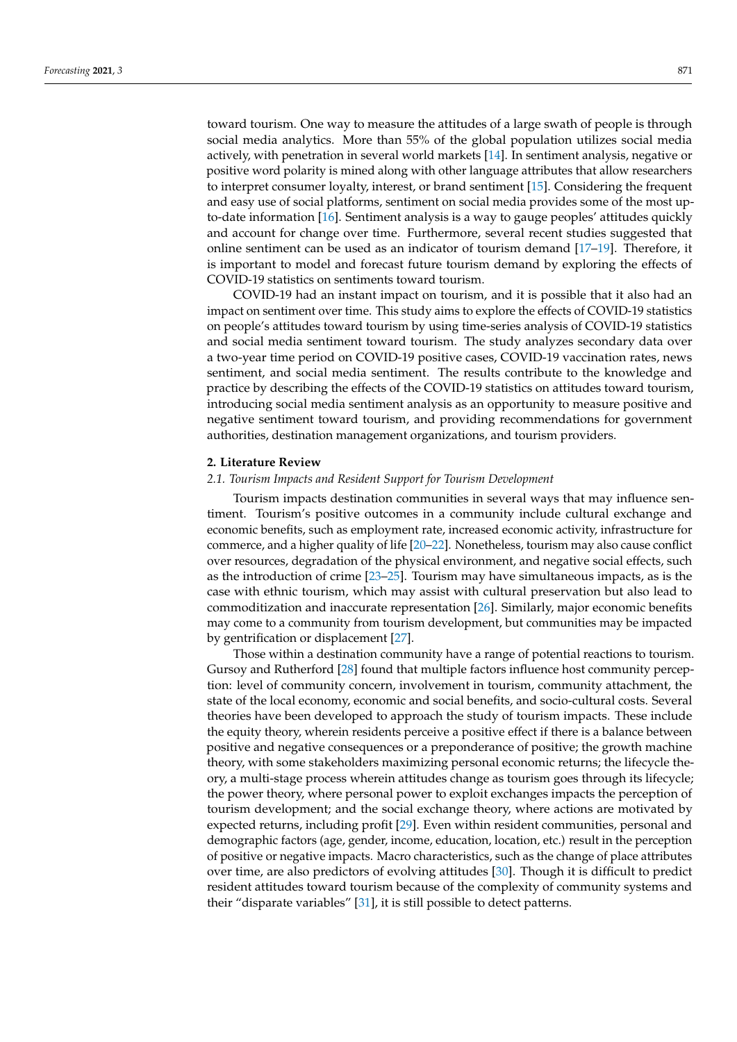toward tourism. One way to measure the attitudes of a large swath of people is through social media analytics. More than 55% of the global population utilizes social media actively, with penetration in several world markets [14]. In sentiment analysis, negative or positive word polarity is mined along with other language attributes that allow researchers to interpret consumer loyalty, interest, or brand sentiment [15]. Considering the frequent and easy use of social platforms, sentiment on social media provides some of the most up-to-date information [16]. Sentiment analysis is a way to gauge peoples' attitudes quickly and account for change over time. Furthermore, several recent studies suggested that online sentiment can be used as an indicator of tourism demand [17–19]. Therefore, it is important to model and forecast future tourism demand by exploring the effects of COVID-19 statistics on sentiments toward tourism.

COVID-19 had an instant impact on tourism, and it is possible that it also had an impact on sentiment over time. This study aims to explore the effects of COVID-19 statistics on people's attitudes toward tourism by using time-series analysis of COVID-19 statistics and social media sentiment toward tourism. The study analyzes secondary data over a two-year time period on COVID-19 positive cases, COVID-19 vaccination rates, news sentiment, and social media sentiment. The results contribute to the knowledge and practice by describing the effects of the COVID-19 statistics on attitudes toward tourism, introducing social media sentiment analysis as an opportunity to measure positive and negative sentiment toward tourism, and providing recommendations for government authorities, destination management organizations, and tourism providers.

## 2. Literature Review

### 2.1. Tourism Impacts and Resident Support for Tourism Development

Tourism impacts destination communities in several ways that may influence sentiment. Tourism's positive outcomes in a community include cultural exchange and economic benefits, such as employment rate, increased economic activity, infrastructure for commerce, and a higher quality of life [20–22]. Nonetheless, tourism may also cause conflict over resources, degradation of the physical environment, and negative social effects, such as the introduction of crime [23–25]. Tourism may have simultaneous impacts, as is the case with ethnic tourism, which may assist with cultural preservation but also lead to commoditization and inaccurate representation [26]. Similarly, major economic benefits may come to a community from tourism development, but communities may be impacted by gentrification or displacement [27].

Those within a destination community have a range of potential reactions to tourism. Gursoy and Rutherford [28] found that multiple factors influence host community perception: level of community concern, involvement in tourism, community attachment, the state of the local economy, economic and social benefits, and socio-cultural costs. Several theories have been developed to approach the study of tourism impacts. These include the equity theory, wherein residents perceive a positive effect if there is a balance between positive and negative consequences or a preponderance of positive; the growth machine theory, with some stakeholders maximizing personal economic returns; the lifecycle theory, a multi-stage process wherein attitudes change as tourism goes through its lifecycle; the power theory, where personal power to exploit exchanges impacts the perception of tourism development; and the social exchange theory, where actions are motivated by expected returns, including profit [29]. Even within resident communities, personal and demographic factors (age, gender, income, education, location, etc.) result in the perception of positive or negative impacts. Macro characteristics, such as the change of place attributes over time, are also predictors of evolving attitudes [30]. Though it is difficult to predict resident attitudes toward tourism because of the complexity of community systems and their "disparate variables" [31], it is still possible to detect patterns.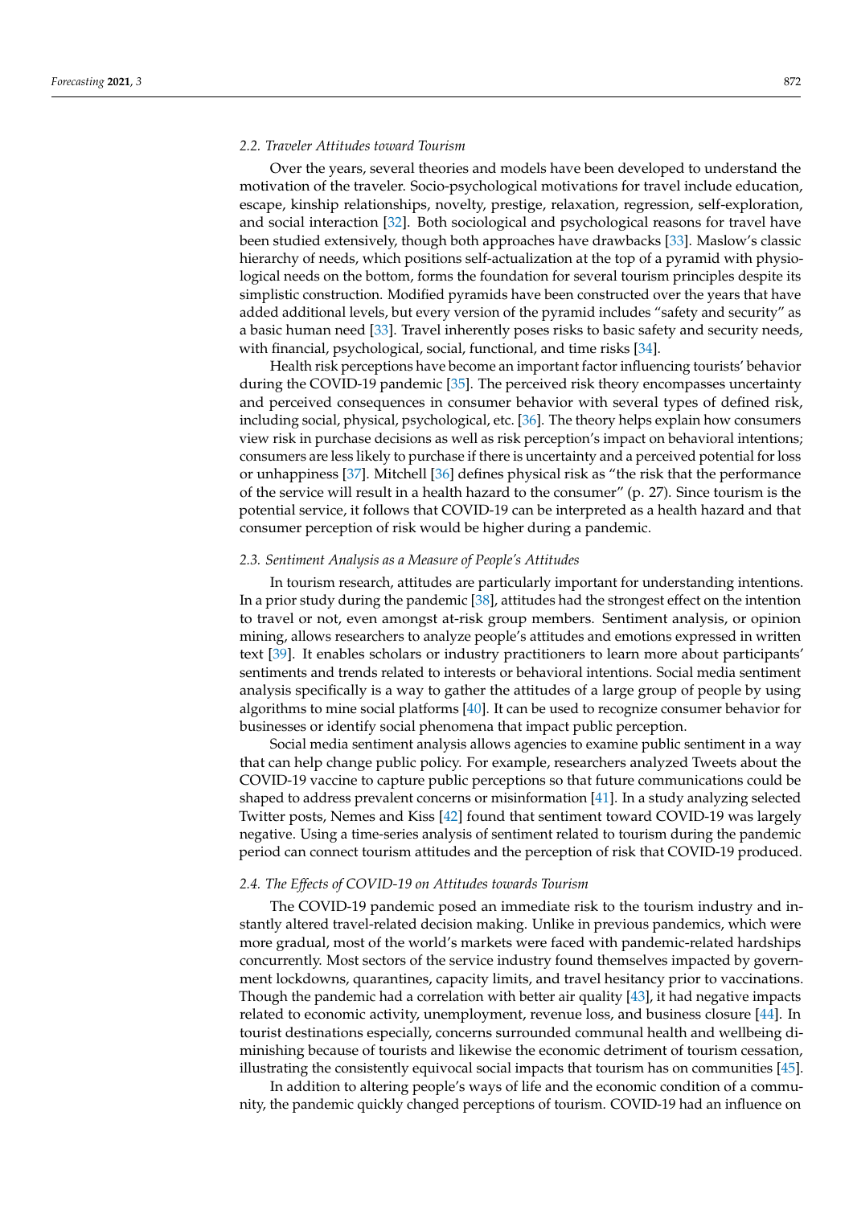### 2.2. Traveler Attitudes toward Tourism

Over the years, several theories and models have been developed to understand the motivation of the traveler. Socio-psychological motivations for travel include education, escape, kinship relationships, novelty, prestige, relaxation, regression, self-exploration, and social interaction [32]. Both sociological and psychological reasons for travel have been studied extensively, though both approaches have drawbacks [33]. Maslow's classic hierarchy of needs, which positions self-actualization at the top of a pyramid with physiological needs on the bottom, forms the foundation for several tourism principles despite its simplistic construction. Modified pyramids have been constructed over the years that have added additional levels, but every version of the pyramid includes "safety and security" as a basic human need [33]. Travel inherently poses risks to basic safety and security needs, with financial, psychological, social, functional, and time risks [34].

Health risk perceptions have become an important factor influencing tourists' behavior during the COVID-19 pandemic [35]. The perceived risk theory encompasses uncertainty and perceived consequences in consumer behavior with several types of defined risk, including social, physical, psychological, etc. [36]. The theory helps explain how consumers view risk in purchase decisions as well as risk perception's impact on behavioral intentions; consumers are less likely to purchase if there is uncertainty and a perceived potential for loss or unhappiness [37]. Mitchell [36] defines physical risk as "the risk that the performance of the service will result in a health hazard to the consumer" (p. 27). Since tourism is the potential service, it follows that COVID-19 can be interpreted as a health hazard and that consumer perception of risk would be higher during a pandemic.

### 2.3. Sentiment Analysis as a Measure of People's Attitudes

In tourism research, attitudes are particularly important for understanding intentions. In a prior study during the pandemic [38], attitudes had the strongest effect on the intention to travel or not, even amongst at-risk group members. Sentiment analysis, or opinion mining, allows researchers to analyze people's attitudes and emotions expressed in written text [39]. It enables scholars or industry practitioners to learn more about participants' sentiments and trends related to interests or behavioral intentions. Social media sentiment analysis specifically is a way to gather the attitudes of a large group of people by using algorithms to mine social platforms [40]. It can be used to recognize consumer behavior for businesses or identify social phenomena that impact public perception.

Social media sentiment analysis allows agencies to examine public sentiment in a way that can help change public policy. For example, researchers analyzed Tweets about the COVID-19 vaccine to capture public perceptions so that future communications could be shaped to address prevalent concerns or misinformation [41]. In a study analyzing selected Twitter posts, Nemes and Kiss [42] found that sentiment toward COVID-19 was largely negative. Using a time-series analysis of sentiment related to tourism during the pandemic period can connect tourism attitudes and the perception of risk that COVID-19 produced.

### 2.4. The Effects of COVID-19 on Attitudes towards Tourism

The COVID-19 pandemic posed an immediate risk to the tourism industry and instantly altered travel-related decision making. Unlike in previous pandemics, which were more gradual, most of the world's markets were faced with pandemic-related hardships concurrently. Most sectors of the service industry found themselves impacted by government lockdowns, quarantines, capacity limits, and travel hesitancy prior to vaccinations. Though the pandemic had a correlation with better air quality [43], it had negative impacts related to economic activity, unemployment, revenue loss, and business closure [44]. In tourist destinations especially, concerns surrounded communal health and wellbeing diminishing because of tourists and likewise the economic detriment of tourism cessation, illustrating the consistently equivocal social impacts that tourism has on communities [45].

In addition to altering people's ways of life and the economic condition of a community, the pandemic quickly changed perceptions of tourism. COVID-19 had an influence on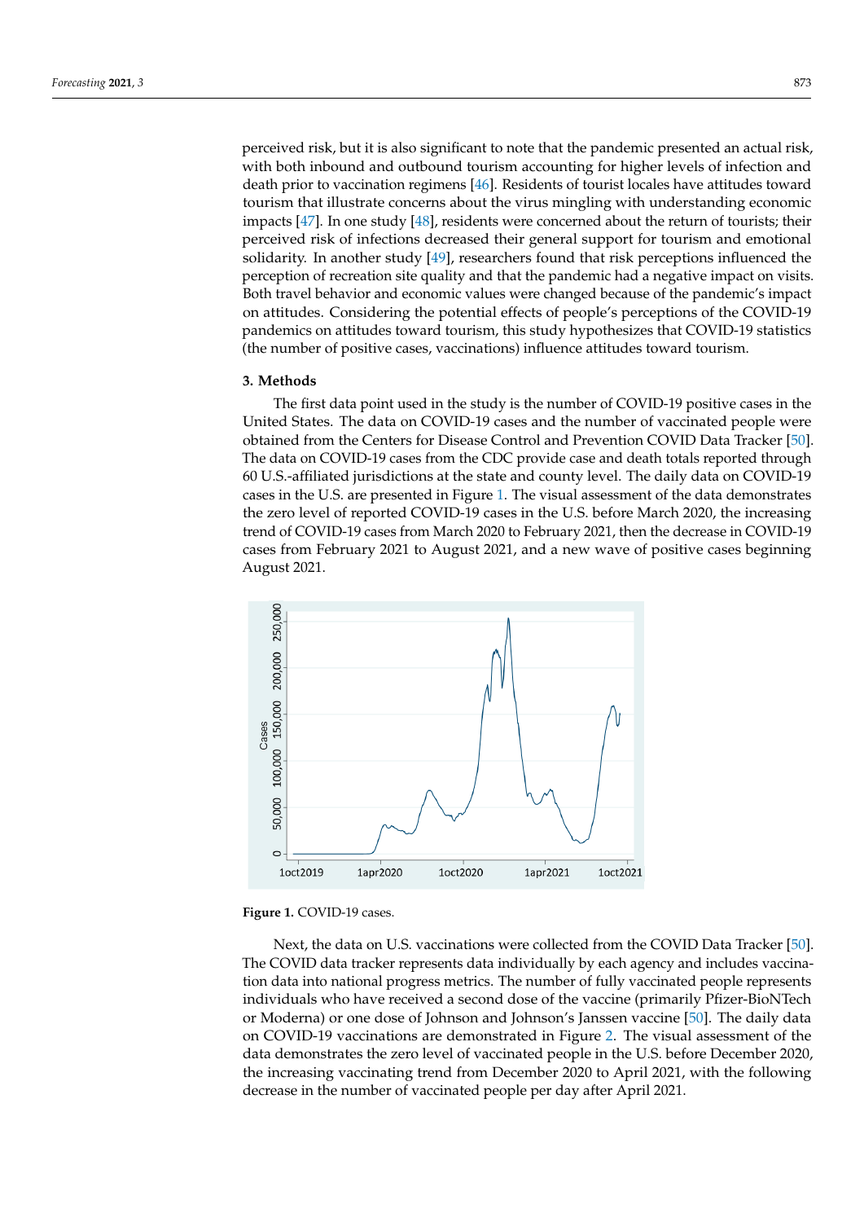perceived risk, but it is also significant to note that the pandemic presented an actual risk, with both inbound and outbound tourism accounting for higher levels of infection and death prior to vaccination regimens [46]. Residents of tourist locales have attitudes toward tourism that illustrate concerns about the virus mingling with understanding economic impacts [47]. In one study [48], residents were concerned about the return of tourists; their perceived risk of infections decreased their general support for tourism and emotional solidarity. In another study [49], researchers found that risk perceptions influenced the perception of recreation site quality and that the pandemic had a negative impact on visits. Both travel behavior and economic values were changed because of the pandemic's impact on attitudes. Considering the potential effects of people's perceptions of the COVID-19 pandemics on attitudes toward tourism, this study hypothesizes that COVID-19 statistics (the number of positive cases, vaccinations) influence attitudes toward tourism.

## 3. Methods

The first data point used in the study is the number of COVID-19 positive cases in the United States. The data on COVID-19 cases and the number of vaccinated people were obtained from the Centers for Disease Control and Prevention COVID Data Tracker [50]. The data on COVID-19 cases from the CDC provide case and death totals reported through 60 U.S.-affiliated jurisdictions at the state and county level. The daily data on COVID-19 cases in the U.S. are presented in Figure 1. The visual assessment of the data demonstrates the zero level of reported COVID-19 cases in the U.S. before March 2020, the increasing trend of COVID-19 cases from March 2020 to February 2021, then the decrease in COVID-19 cases from February 2021 to August 2021, and a new wave of positive cases beginning August 2021.

**Figure 1.** COVID-19 cases.

Next, the data on U.S. vaccinations were collected from the COVID Data Tracker [50]. The COVID data tracker represents data individually by each agency and includes vaccination data into national progress metrics. The number of fully vaccinated people represents individuals who have received a second dose of the vaccine (primarily Pfizer-BioNTech or Moderna) or one dose of Johnson and Johnson's Janssen vaccine [50]. The daily data on COVID-19 vaccinations are demonstrated in Figure 2. The visual assessment of the data demonstrates the zero level of vaccinated people in the U.S. before December 2020, the increasing vaccinating trend from December 2020 to April 2021, with the following decrease in the number of vaccinated people per day after April 2021.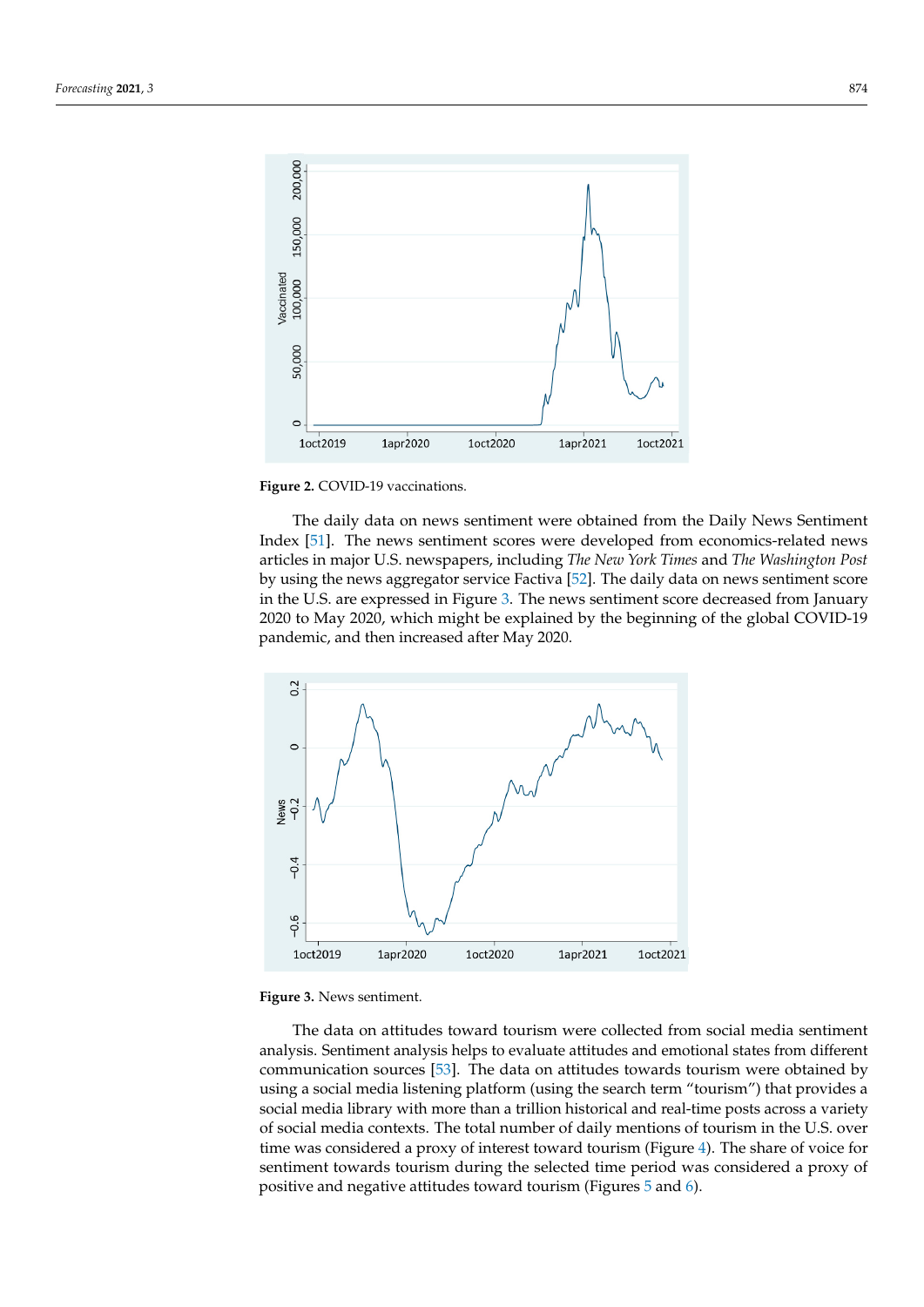Figure 2. COVID-19 vaccinations.

The daily data on news sentiment were obtained from the Daily News Sentiment Index [51]. The news sentiment scores were developed from economics-related news articles in major U.S. newspapers, including *The New York Times* and *The Washington Post* by using the news aggregator service Factiva [52]. The daily data on news sentiment score in the U.S. are expressed in Figure 3. The news sentiment score decreased from January 2020 to May 2020, which might be explained by the beginning of the global COVID-19 pandemic, and then increased after May 2020.

Figure 3. News sentiment.

The data on attitudes toward tourism were collected from social media sentiment analysis. Sentiment analysis helps to evaluate attitudes and emotional states from different communication sources [53]. The data on attitudes towards tourism were obtained by using a social media listening platform (using the search term "tourism") that provides a social media library with more than a trillion historical and real-time posts across a variety of social media contexts. The total number of daily mentions of tourism in the U.S. over time was considered a proxy of interest toward tourism (Figure 4). The share of voice for sentiment towards tourism during the selected time period was considered a proxy of positive and negative attitudes toward tourism (Figures 5 and 6).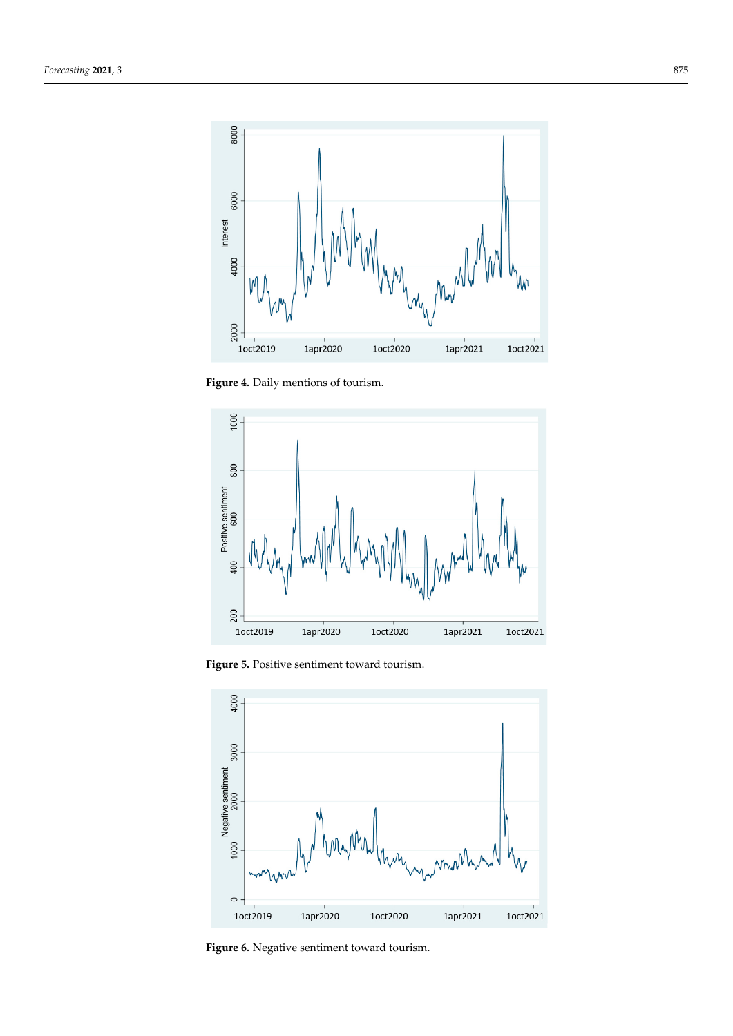**Figure 4.** Daily mentions of tourism.

**Figure 5.** Positive sentiment toward tourism.

**Figure 6.** Negative sentiment toward tourism.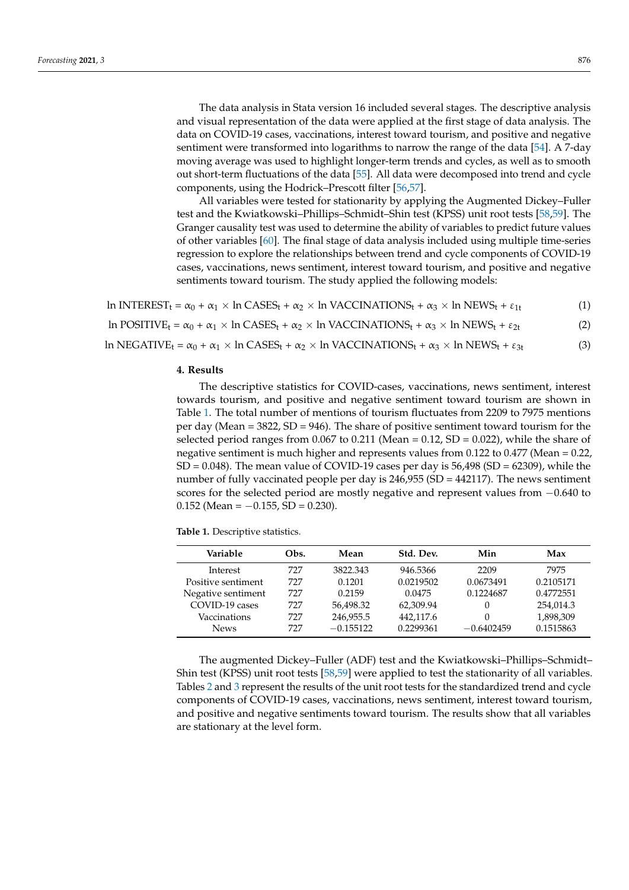The data analysis in Stata version 16 included several stages. The descriptive analysis and visual representation of the data were applied at the first stage of data analysis. The data on COVID-19 cases, vaccinations, interest toward tourism, and positive and negative sentiment were transformed into logarithms to narrow the range of the data [54]. A 7-day moving average was used to highlight longer-term trends and cycles, as well as to smooth out short-term fluctuations of the data [55]. All data were decomposed into trend and cycle components, using the Hodrick–Prescott filter [56,57].

All variables were tested for stationarity by applying the Augmented Dickey–Fuller test and the Kwiatkowski–Phillips–Schmidt–Shin test (KPSS) unit root tests [58,59]. The Granger causality test was used to determine the ability of variables to predict future values of other variables [60]. The final stage of data analysis included using multiple time-series regression to explore the relationships between trend and cycle components of COVID-19 cases, vaccinations, news sentiment, interest toward tourism, and positive and negative sentiments toward tourism. The study applied the following models:

$$\ln \text{INTEREST}_t = \alpha_0 + \alpha_1 \times \ln \text{CASES}_t + \alpha_2 \times \ln \text{VACCINATIONS}_t + \alpha_3 \times \ln \text{NEWS}_t + \varepsilon_{1t} \quad (1)$$

$$\ln \text{POSITIVE}_t = \alpha_0 + \alpha_1 \times \ln \text{CASES}_t + \alpha_2 \times \ln \text{VACCINATIONS}_t + \alpha_3 \times \ln \text{NEWS}_t + \varepsilon_{2t} \quad (2)$$

$$\ln \text{NEGATIVE}_t = \alpha_0 + \alpha_1 \times \ln \text{CASES}_t + \alpha_2 \times \ln \text{VACCINATIONS}_t + \alpha_3 \times \ln \text{NEWS}_t + \varepsilon_{3t} \quad (3)$$

## 4. Results

The descriptive statistics for COVID-cases, vaccinations, news sentiment, interest towards tourism, and positive and negative sentiment toward tourism are shown in Table 1. The total number of mentions of tourism fluctuates from 2209 to 7975 mentions per day (Mean = 3822, SD = 946). The share of positive sentiment toward tourism for the selected period ranges from 0.067 to 0.211 (Mean = 0.12, SD = 0.022), while the share of negative sentiment is much higher and represents values from 0.122 to 0.477 (Mean = 0.22, SD = 0.048). The mean value of COVID-19 cases per day is 56,498 (SD = 62309), while the number of fully vaccinated people per day is 246,955 (SD = 442117). The news sentiment scores for the selected period are mostly negative and represent values from −0.640 to 0.152 (Mean = −0.155, SD = 0.230).

**Table 1.** Descriptive statistics.

| Variable | Obs. | Mean | Std. Dev. | Min | Max |
|---|---|---|---|---|---|
| Interest | 727 | 3822.343 | 946.5366 | 2209 | 7975 |
| Positive sentiment | 727 | 0.1201 | 0.0219502 | 0.0673491 | 0.2105171 |
| Negative sentiment | 727 | 0.2159 | 0.0475 | 0.1224687 | 0.4772551 |
| COVID-19 cases | 727 | 56,498.32 | 62,309.94 | 0 | 254,014.3 |
| Vaccinations | 727 | 246,955.5 | 442,117.6 | 0 | 1,898,309 |
| News | 727 | −0.155122 | 0.2299361 | −0.6402459 | 0.1515863 |

The augmented Dickey–Fuller (ADF) test and the Kwiatkowski–Phillips–Schmidt–Shin test (KPSS) unit root tests [58,59] were applied to test the stationarity of all variables. Tables 2 and 3 represent the results of the unit root tests for the standardized trend and cycle components of COVID-19 cases, vaccinations, news sentiment, interest toward tourism, and positive and negative sentiments toward tourism. The results show that all variables are stationary at the level form.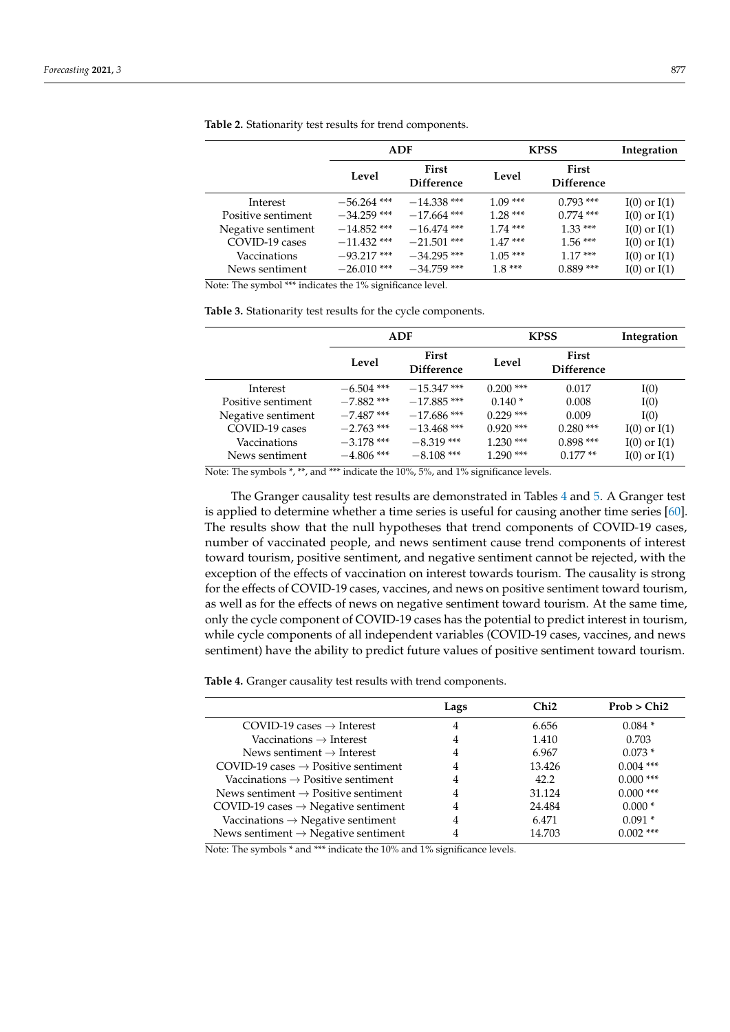**Table 2.** Stationarity test results for trend components.

| | ADF | | KPSS | | Integration |
|---|---|---|---|---|---|
| | Level | First Difference | Level | First Difference | |
| Interest | −56.264 *** | −14.338 *** | 1.09 *** | 0.793 *** | I(0) or I(1) |
| Positive sentiment | −34.259 *** | −17.664 *** | 1.28 *** | 0.774 *** | I(0) or I(1) |
| Negative sentiment | −14.852 *** | −16.474 *** | 1.74 *** | 1.33 *** | I(0) or I(1) |
| COVID-19 cases | −11.432 *** | −21.501 *** | 1.47 *** | 1.56 *** | I(0) or I(1) |
| Vaccinations | −93.217 *** | −34.295 *** | 1.05 *** | 1.17 *** | I(0) or I(1) |
| News sentiment | −26.010 *** | −34.759 *** | 1.8 *** | 0.889 *** | I(0) or I(1) |

Note: The symbol *** indicates the 1% significance level.

**Table 3.** Stationarity test results for the cycle components.

| | ADF | | KPSS | | Integration |
|---|---|---|---|---|---|
| | Level | First Difference | Level | First Difference | |
| Interest | −6.504 *** | −15.347 *** | 0.200 *** | 0.017 | I(0) |
| Positive sentiment | −7.882 *** | −17.885 *** | 0.140 * | 0.008 | I(0) |
| Negative sentiment | −7.487 *** | −17.686 *** | 0.229 *** | 0.009 | I(0) |
| COVID-19 cases | −2.763 *** | −13.468 *** | 0.920 *** | 0.280 *** | I(0) or I(1) |
| Vaccinations | −3.178 *** | −8.319 *** | 1.230 *** | 0.898 *** | I(0) or I(1) |
| News sentiment | −4.806 *** | −8.108 *** | 1.290 *** | 0.177 ** | I(0) or I(1) |

Note: The symbols *, **, and *** indicate the 10%, 5%, and 1% significance levels.

The Granger causality test results are demonstrated in Tables 4 and 5. A Granger test is applied to determine whether a time series is useful for causing another time series [60]. The results show that the null hypotheses that trend components of COVID-19 cases, number of vaccinated people, and news sentiment cause trend components of interest toward tourism, positive sentiment, and negative sentiment cannot be rejected, with the exception of the effects of vaccination on interest towards tourism. The causality is strong for the effects of COVID-19 cases, vaccines, and news on positive sentiment toward tourism, as well as for the effects of news on negative sentiment toward tourism. At the same time, only the cycle component of COVID-19 cases has the potential to predict interest in tourism, while cycle components of all independent variables (COVID-19 cases, vaccines, and news sentiment) have the ability to predict future values of positive sentiment toward tourism.

**Table 4.** Granger causality test results with trend components.

| | Lags | Chi2 | Prob > Chi2 |
|---|---|---|---|
| COVID-19 cases → Interest | 4 | 6.656 | 0.084 * |
| Vaccinations → Interest | 4 | 1.410 | 0.703 |
| News sentiment → Interest | 4 | 6.967 | 0.073 * |
| COVID-19 cases → Positive sentiment | 4 | 13.426 | 0.004 *** |
| Vaccinations → Positive sentiment | 4 | 42.2 | 0.000 *** |
| News sentiment → Positive sentiment | 4 | 31.124 | 0.000 *** |
| COVID-19 cases → Negative sentiment | 4 | 24.484 | 0.000 * |
| Vaccinations → Negative sentiment | 4 | 6.471 | 0.091 * |
| News sentiment → Negative sentiment | 4 | 14.703 | 0.002 *** |

Note: The symbols * and *** indicate the 10% and 1% significance levels.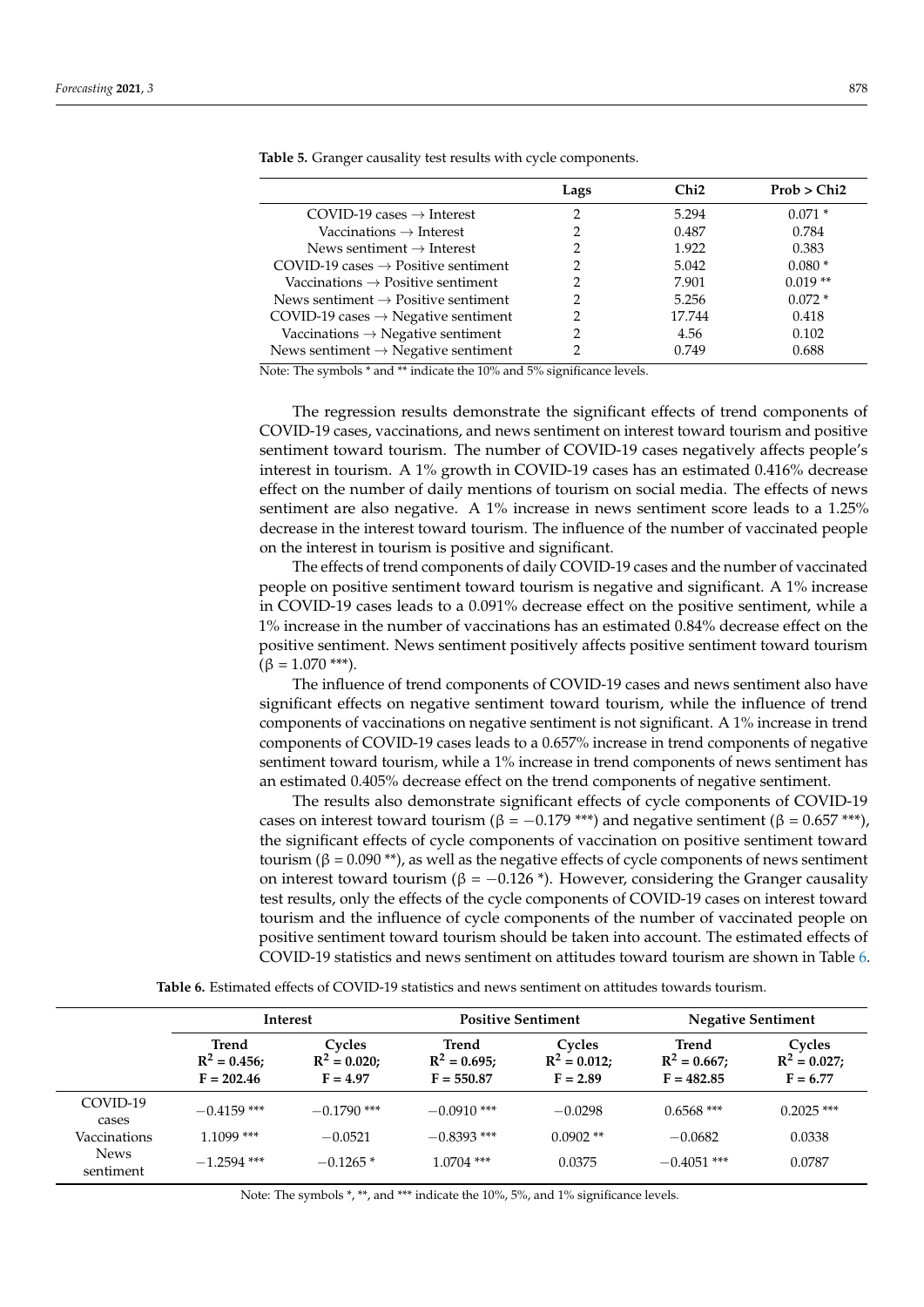**Table 5.** Granger causality test results with cycle components.

| | Lags | Chi2 | Prob > Chi2 |
|---|---|---|---|
| COVID-19 cases → Interest | 2 | 5.294 | 0.071 * |
| Vaccinations → Interest | 2 | 0.487 | 0.784 |
| News sentiment → Interest | 2 | 1.922 | 0.383 |
| COVID-19 cases → Positive sentiment | 2 | 5.042 | 0.080 * |
| Vaccinations → Positive sentiment | 2 | 7.901 | 0.019 ** |
| News sentiment → Positive sentiment | 2 | 5.256 | 0.072 * |
| COVID-19 cases → Negative sentiment | 2 | 17.744 | 0.418 |
| Vaccinations → Negative sentiment | 2 | 4.56 | 0.102 |
| News sentiment → Negative sentiment | 2 | 0.749 | 0.688 |

Note: The symbols * and ** indicate the 10% and 5% significance levels.

The regression results demonstrate the significant effects of trend components of COVID-19 cases, vaccinations, and news sentiment on interest toward tourism and positive sentiment toward tourism. The number of COVID-19 cases negatively affects people's interest in tourism. A 1% growth in COVID-19 cases has an estimated 0.416% decrease effect on the number of daily mentions of tourism on social media. The effects of news sentiment are also negative. A 1% increase in news sentiment score leads to a 1.25% decrease in the interest toward tourism. The influence of the number of vaccinated people on the interest in tourism is positive and significant.

The effects of trend components of daily COVID-19 cases and the number of vaccinated people on positive sentiment toward tourism is negative and significant. A 1% increase in COVID-19 cases leads to a 0.091% decrease effect on the positive sentiment, while a 1% increase in the number of vaccinations has an estimated 0.84% decrease effect on the positive sentiment. News sentiment positively affects positive sentiment toward tourism (β = 1.070 ***).

The influence of trend components of COVID-19 cases and news sentiment also have significant effects on negative sentiment toward tourism, while the influence of trend components of vaccinations on negative sentiment is not significant. A 1% increase in trend components of COVID-19 cases leads to a 0.657% increase in trend components of negative sentiment toward tourism, while a 1% increase in trend components of news sentiment has an estimated 0.405% decrease effect on the trend components of negative sentiment.

The results also demonstrate significant effects of cycle components of COVID-19 cases on interest toward tourism (β = −0.179 ***) and negative sentiment (β = 0.657 ***), the significant effects of cycle components of vaccination on positive sentiment toward tourism (β = 0.090 **), as well as the negative effects of cycle components of news sentiment on interest toward tourism (β = −0.126 *). However, considering the Granger causality test results, only the effects of the cycle components of COVID-19 cases on interest toward tourism and the influence of cycle components of the number of vaccinated people on positive sentiment toward tourism should be taken into account. The estimated effects of COVID-19 statistics and news sentiment on attitudes toward tourism are shown in Table 6.

**Table 6.** Estimated effects of COVID-19 statistics and news sentiment on attitudes towards tourism.

| | Interest | | Positive Sentiment | | Negative Sentiment | |
|---|---|---|---|---|---|---|
| | Trend $R^2 = 0.456$; $F = 202.46$ | Cycles $R^2 = 0.020$; $F = 4.97$ | Trend $R^2 = 0.695$; $F = 550.87$ | Cycles $R^2 = 0.012$; $F = 2.89$ | Trend $R^2 = 0.667$; $F = 482.85$ | Cycles $R^2 = 0.027$; $F = 6.77$ |
| COVID-19 cases | −0.4159 *** | −0.1790 *** | −0.0910 *** | −0.0298 | 0.6568 *** | 0.2025 *** |
| Vaccinations | 1.1099 *** | −0.0521 | −0.8393 *** | 0.0902 ** | −0.0682 | 0.0338 |
| News sentiment | −1.2594 *** | −0.1265 * | 1.0704 *** | 0.0375 | −0.4051 *** | 0.0787 |

Note: The symbols *, **, and *** indicate the 10%, 5%, and 1% significance levels.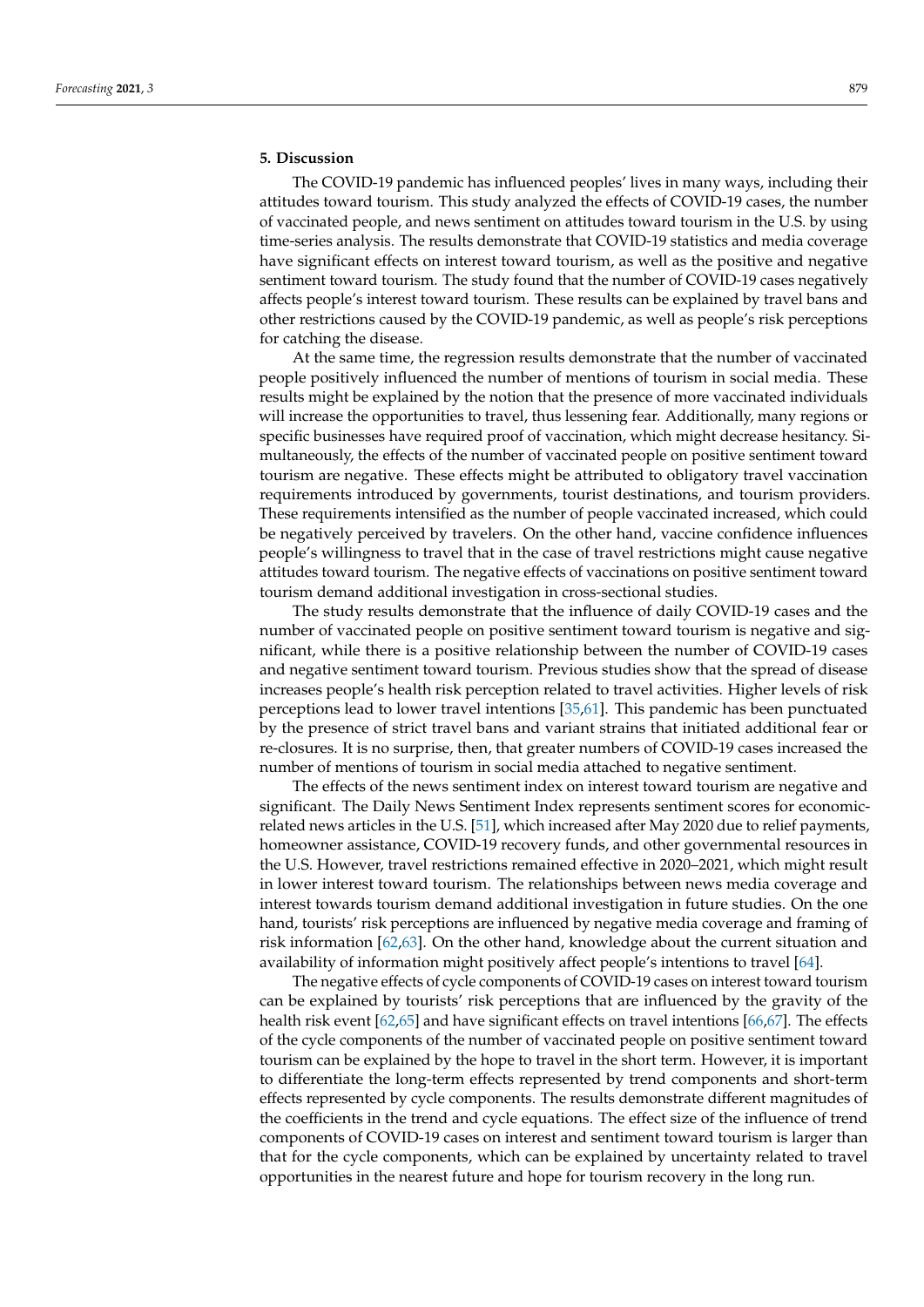## 5. Discussion

The COVID-19 pandemic has influenced peoples' lives in many ways, including their attitudes toward tourism. This study analyzed the effects of COVID-19 cases, the number of vaccinated people, and news sentiment on attitudes toward tourism in the U.S. by using time-series analysis. The results demonstrate that COVID-19 statistics and media coverage have significant effects on interest toward tourism, as well as the positive and negative sentiment toward tourism. The study found that the number of COVID-19 cases negatively affects people's interest toward tourism. These results can be explained by travel bans and other restrictions caused by the COVID-19 pandemic, as well as people's risk perceptions for catching the disease.

At the same time, the regression results demonstrate that the number of vaccinated people positively influenced the number of mentions of tourism in social media. These results might be explained by the notion that the presence of more vaccinated individuals will increase the opportunities to travel, thus lessening fear. Additionally, many regions or specific businesses have required proof of vaccination, which might decrease hesitancy. Simultaneously, the effects of the number of vaccinated people on positive sentiment toward tourism are negative. These effects might be attributed to obligatory travel vaccination requirements introduced by governments, tourist destinations, and tourism providers. These requirements intensified as the number of people vaccinated increased, which could be negatively perceived by travelers. On the other hand, vaccine confidence influences people's willingness to travel that in the case of travel restrictions might cause negative attitudes toward tourism. The negative effects of vaccinations on positive sentiment toward tourism demand additional investigation in cross-sectional studies.

The study results demonstrate that the influence of daily COVID-19 cases and the number of vaccinated people on positive sentiment toward tourism is negative and significant, while there is a positive relationship between the number of COVID-19 cases and negative sentiment toward tourism. Previous studies show that the spread of disease increases people's health risk perception related to travel activities. Higher levels of risk perceptions lead to lower travel intentions [35,61]. This pandemic has been punctuated by the presence of strict travel bans and variant strains that initiated additional fear or re-closures. It is no surprise, then, that greater numbers of COVID-19 cases increased the number of mentions of tourism in social media attached to negative sentiment.

The effects of the news sentiment index on interest toward tourism are negative and significant. The Daily News Sentiment Index represents sentiment scores for economic-related news articles in the U.S. [51], which increased after May 2020 due to relief payments, homeowner assistance, COVID-19 recovery funds, and other governmental resources in the U.S. However, travel restrictions remained effective in 2020–2021, which might result in lower interest toward tourism. The relationships between news media coverage and interest towards tourism demand additional investigation in future studies. On the one hand, tourists' risk perceptions are influenced by negative media coverage and framing of risk information [62,63]. On the other hand, knowledge about the current situation and availability of information might positively affect people's intentions to travel [64].

The negative effects of cycle components of COVID-19 cases on interest toward tourism can be explained by tourists' risk perceptions that are influenced by the gravity of the health risk event [62,65] and have significant effects on travel intentions [66,67]. The effects of the cycle components of the number of vaccinated people on positive sentiment toward tourism can be explained by the hope to travel in the short term. However, it is important to differentiate the long-term effects represented by trend components and short-term effects represented by cycle components. The results demonstrate different magnitudes of the coefficients in the trend and cycle equations. The effect size of the influence of trend components of COVID-19 cases on interest and sentiment toward tourism is larger than that for the cycle components, which can be explained by uncertainty related to travel opportunities in the nearest future and hope for tourism recovery in the long run.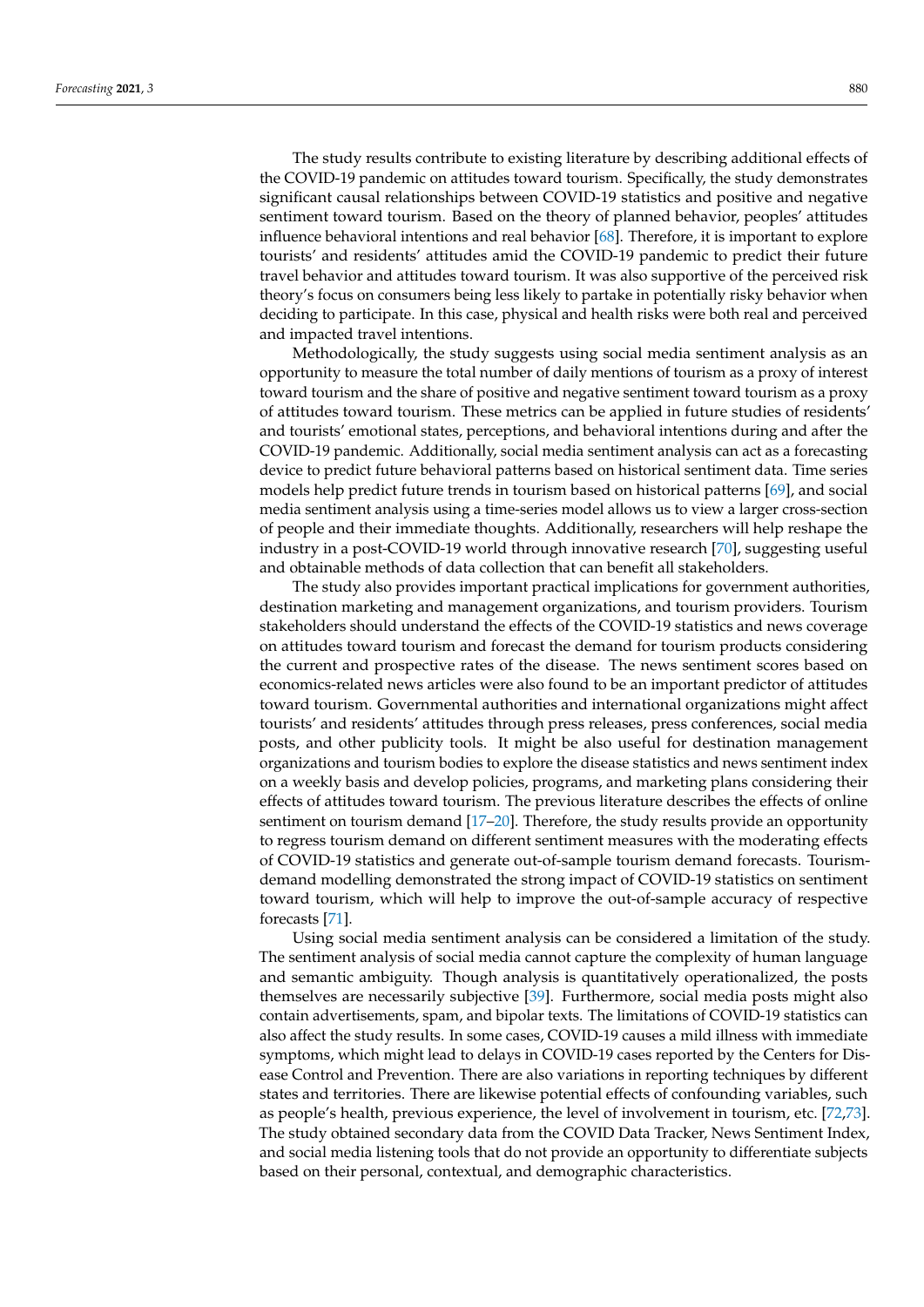The study results contribute to existing literature by describing additional effects of the COVID-19 pandemic on attitudes toward tourism. Specifically, the study demonstrates significant causal relationships between COVID-19 statistics and positive and negative sentiment toward tourism. Based on the theory of planned behavior, peoples' attitudes influence behavioral intentions and real behavior [68]. Therefore, it is important to explore tourists' and residents' attitudes amid the COVID-19 pandemic to predict their future travel behavior and attitudes toward tourism. It was also supportive of the perceived risk theory's focus on consumers being less likely to partake in potentially risky behavior when deciding to participate. In this case, physical and health risks were both real and perceived and impacted travel intentions.

Methodologically, the study suggests using social media sentiment analysis as an opportunity to measure the total number of daily mentions of tourism as a proxy of interest toward tourism and the share of positive and negative sentiment toward tourism as a proxy of attitudes toward tourism. These metrics can be applied in future studies of residents' and tourists' emotional states, perceptions, and behavioral intentions during and after the COVID-19 pandemic. Additionally, social media sentiment analysis can act as a forecasting device to predict future behavioral patterns based on historical sentiment data. Time series models help predict future trends in tourism based on historical patterns [69], and social media sentiment analysis using a time-series model allows us to view a larger cross-section of people and their immediate thoughts. Additionally, researchers will help reshape the industry in a post-COVID-19 world through innovative research [70], suggesting useful and obtainable methods of data collection that can benefit all stakeholders.

The study also provides important practical implications for government authorities, destination marketing and management organizations, and tourism providers. Tourism stakeholders should understand the effects of the COVID-19 statistics and news coverage on attitudes toward tourism and forecast the demand for tourism products considering the current and prospective rates of the disease. The news sentiment scores based on economics-related news articles were also found to be an important predictor of attitudes toward tourism. Governmental authorities and international organizations might affect tourists' and residents' attitudes through press releases, press conferences, social media posts, and other publicity tools. It might be also useful for destination management organizations and tourism bodies to explore the disease statistics and news sentiment index on a weekly basis and develop policies, programs, and marketing plans considering their effects of attitudes toward tourism. The previous literature describes the effects of online sentiment on tourism demand [17–20]. Therefore, the study results provide an opportunity to regress tourism demand on different sentiment measures with the moderating effects of COVID-19 statistics and generate out-of-sample tourism demand forecasts. Tourism-demand modelling demonstrated the strong impact of COVID-19 statistics on sentiment toward tourism, which will help to improve the out-of-sample accuracy of respective forecasts [71].

Using social media sentiment analysis can be considered a limitation of the study. The sentiment analysis of social media cannot capture the complexity of human language and semantic ambiguity. Though analysis is quantitatively operationalized, the posts themselves are necessarily subjective [39]. Furthermore, social media posts might also contain advertisements, spam, and bipolar texts. The limitations of COVID-19 statistics can also affect the study results. In some cases, COVID-19 causes a mild illness with immediate symptoms, which might lead to delays in COVID-19 cases reported by the Centers for Disease Control and Prevention. There are also variations in reporting techniques by different states and territories. There are likewise potential effects of confounding variables, such as people's health, previous experience, the level of involvement in tourism, etc. [72,73]. The study obtained secondary data from the COVID Data Tracker, News Sentiment Index, and social media listening tools that do not provide an opportunity to differentiate subjects based on their personal, contextual, and demographic characteristics.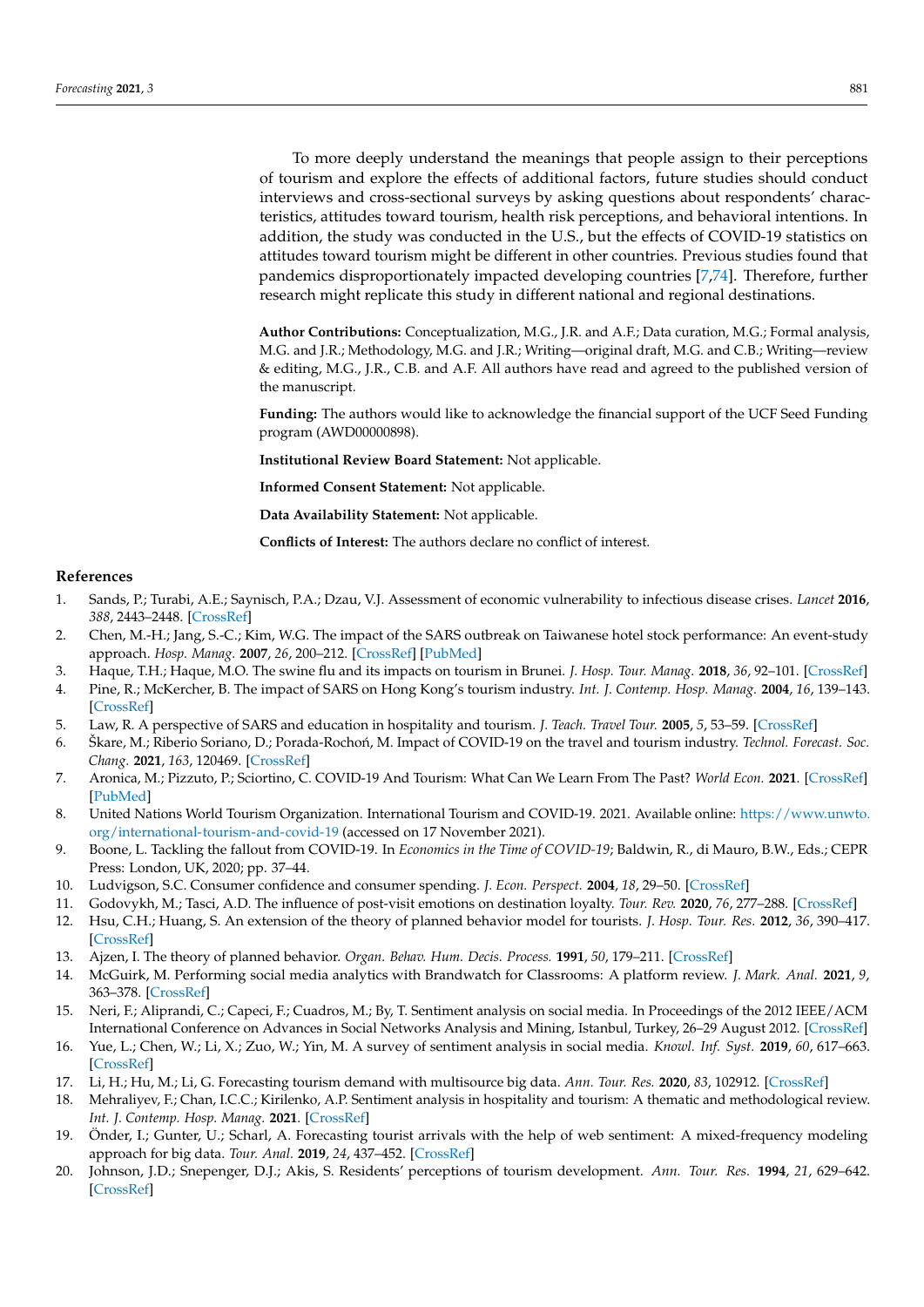To more deeply understand the meanings that people assign to their perceptions of tourism and explore the effects of additional factors, future studies should conduct interviews and cross-sectional surveys by asking questions about respondents' characteristics, attitudes toward tourism, health risk perceptions, and behavioral intentions. In addition, the study was conducted in the U.S., but the effects of COVID-19 statistics on attitudes toward tourism might be different in other countries. Previous studies found that pandemics disproportionately impacted developing countries [7,74]. Therefore, further research might replicate this study in different national and regional destinations.

**Author Contributions:** Conceptualization, M.G., J.R. and A.F.; Data curation, M.G.; Formal analysis, M.G. and J.R.; Methodology, M.G. and J.R.; Writing—original draft, M.G. and C.B.; Writing—review & editing, M.G., J.R., C.B. and A.F. All authors have read and agreed to the published version of the manuscript.

**Funding:** The authors would like to acknowledge the financial support of the UCF Seed Funding program (AWD00000898).

**Institutional Review Board Statement:** Not applicable.

**Informed Consent Statement:** Not applicable.

**Data Availability Statement:** Not applicable.

**Conflicts of Interest:** The authors declare no conflict of interest.

## References

1. Sands, P.; Turabi, A.E.; Saynisch, P.A.; Dzau, V.J. Assessment of economic vulnerability to infectious disease crises. *Lancet* **2016**, *388*, 2443–2448. [CrossRef]
2. Chen, M.-H.; Jang, S.-C.; Kim, W.G. The impact of the SARS outbreak on Taiwanese hotel stock performance: An event-study approach. *Hosp. Manag.* **2007**, *26*, 200–212. [CrossRef] [PubMed]
3. Haque, T.H.; Haque, M.O. The swine flu and its impacts on tourism in Brunei. *J. Hosp. Tour. Manag.* **2018**, *36*, 92–101. [CrossRef]
4. Pine, R.; McKercher, B. The impact of SARS on Hong Kong's tourism industry. *Int. J. Contemp. Hosp. Manag.* **2004**, *16*, 139–143. [CrossRef]
5. Law, R. A perspective of SARS and education in hospitality and tourism. *J. Teach. Travel Tour.* **2005**, *5*, 53–59. [CrossRef]
6. Škare, M.; Riberio Soriano, D.; Porada-Rochoń, M. Impact of COVID-19 on the travel and tourism industry. *Technol. Forecast. Soc. Chang.* **2021**, *163*, 120469. [CrossRef]
7. Aronica, M.; Pizzuto, P.; Sciortino, C. COVID-19 And Tourism: What Can We Learn From The Past? *World Econ.* **2021**. [CrossRef] [PubMed]
8. United Nations World Tourism Organization. International Tourism and COVID-19. 2021. Available online: https://www.unwto.org/international-tourism-and-covid-19 (accessed on 17 November 2021).
9. Boone, L. Tackling the fallout from COVID-19. In *Economics in the Time of COVID-19*; Baldwin, R., di Mauro, B.W., Eds.; CEPR Press: London, UK, 2020; pp. 37–44.
10. Ludvigson, S.C. Consumer confidence and consumer spending. *J. Econ. Perspect.* **2004**, *18*, 29–50. [CrossRef]
11. Godovykh, M.; Tasci, A.D. The influence of post-visit emotions on destination loyalty. *Tour. Rev.* **2020**, *76*, 277–288. [CrossRef]
12. Hsu, C.H.; Huang, S. An extension of the theory of planned behavior model for tourists. *J. Hosp. Tour. Res.* **2012**, *36*, 390–417. [CrossRef]
13. Ajzen, I. The theory of planned behavior. *Organ. Behav. Hum. Decis. Process.* **1991**, *50*, 179–211. [CrossRef]
14. McGuirk, M. Performing social media analytics with Brandwatch for Classrooms: A platform review. *J. Mark. Anal.* **2021**, *9*, 363–378. [CrossRef]
15. Neri, F.; Aliprandi, C.; Capeci, F.; Cuadros, M.; By, T. Sentiment analysis on social media. In Proceedings of the 2012 IEEE/ACM International Conference on Advances in Social Networks Analysis and Mining, Istanbul, Turkey, 26–29 August 2012. [CrossRef]
16. Yue, L.; Chen, W.; Li, X.; Zuo, W.; Yin, M. A survey of sentiment analysis in social media. *Knowl. Inf. Syst.* **2019**, *60*, 617–663. [CrossRef]
17. Li, H.; Hu, M.; Li, G. Forecasting tourism demand with multisource big data. *Ann. Tour. Res.* **2020**, *83*, 102912. [CrossRef]
18. Mehraliyev, F.; Chan, I.C.C.; Kirilenko, A.P. Sentiment analysis in hospitality and tourism: A thematic and methodological review. *Int. J. Contemp. Hosp. Manag.* **2021**. [CrossRef]
19. Önder, I.; Gunter, U.; Scharl, A. Forecasting tourist arrivals with the help of web sentiment: A mixed-frequency modeling approach for big data. *Tour. Anal.* **2019**, *24*, 437–452. [CrossRef]
20. Johnson, J.D.; Snepenger, D.J.; Akis, S. Residents' perceptions of tourism development. *Ann. Tour. Res.* **1994**, *21*, 629–642. [CrossRef]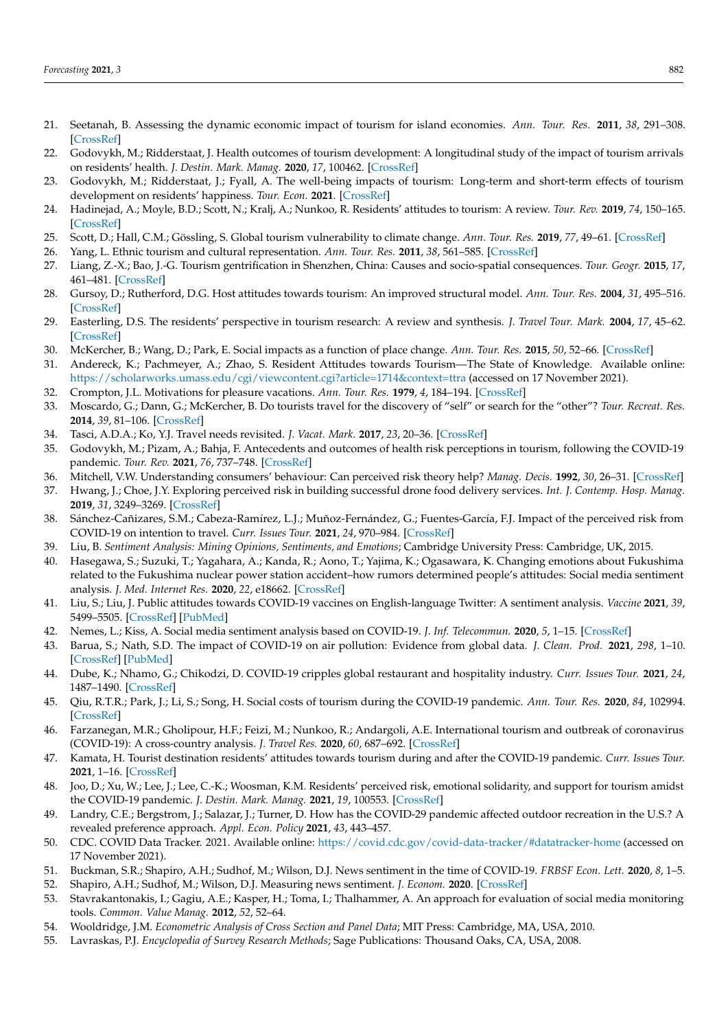21. Seetanah, B. Assessing the dynamic economic impact of tourism for island economies. *Ann. Tour. Res.* **2011**, *38*, 291–308. [CrossRef]
22. Godovykh, M.; Ridderstaat, J. Health outcomes of tourism development: A longitudinal study of the impact of tourism arrivals on residents' health. *J. Destin. Mark. Manag.* **2020**, *17*, 100462. [CrossRef]
23. Godovykh, M.; Ridderstaat, J.; Fyall, A. The well-being impacts of tourism: Long-term and short-term effects of tourism development on residents' happiness. *Tour. Econ.* **2021**. [CrossRef]
24. Hadinejad, A.; Moyle, B.D.; Scott, N.; Kralj, A.; Nunkoo, R. Residents' attitudes to tourism: A review. *Tour. Rev.* **2019**, *74*, 150–165. [CrossRef]
25. Scott, D.; Hall, C.M.; Gössling, S. Global tourism vulnerability to climate change. *Ann. Tour. Res.* **2019**, *77*, 49–61. [CrossRef]
26. Yang, L. Ethnic tourism and cultural representation. *Ann. Tour. Res.* **2011**, *38*, 561–585. [CrossRef]
27. Liang, Z.-X.; Bao, J.-G. Tourism gentrification in Shenzhen, China: Causes and socio-spatial consequences. *Tour. Geogr.* **2015**, *17*, 461–481. [CrossRef]
28. Gursoy, D.; Rutherford, D.G. Host attitudes towards tourism: An improved structural model. *Ann. Tour. Res.* **2004**, *31*, 495–516. [CrossRef]
29. Easterling, D.S. The residents' perspective in tourism research: A review and synthesis. *J. Travel Tour. Mark.* **2004**, *17*, 45–62. [CrossRef]
30. McKercher, B.; Wang, D.; Park, E. Social impacts as a function of place change. *Ann. Tour. Res.* **2015**, *50*, 52–66. [CrossRef]
31. Andereck, K.; Pachmeyer, A.; Zhao, S. Resident Attitudes towards Tourism—The State of Knowledge. Available online: https://scholarworks.umass.edu/cgi/viewcontent.cgi?article=1714&context=ttra (accessed on 17 November 2021).
32. Crompton, J.L. Motivations for pleasure vacations. *Ann. Tour. Res.* **1979**, *4*, 184–194. [CrossRef]
33. Moscardo, G.; Dann, G.; McKercher, B. Do tourists travel for the discovery of "self" or search for the "other"? *Tour. Recreat. Res.* **2014**, *39*, 81–106. [CrossRef]
34. Tasci, A.D.A.; Ko, Y.J. Travel needs revisited. *J. Vacat. Mark.* **2017**, *23*, 20–36. [CrossRef]
35. Godovykh, M.; Pizam, A.; Bahja, F. Antecedents and outcomes of health risk perceptions in tourism, following the COVID-19 pandemic. *Tour. Rev.* **2021**, *76*, 737–748. [CrossRef]
36. Mitchell, V.W. Understanding consumers' behaviour: Can perceived risk theory help? *Manag. Decis.* **1992**, *30*, 26–31. [CrossRef]
37. Hwang, J.; Choe, J.Y. Exploring perceived risk in building successful drone food delivery services. *Int. J. Contemp. Hosp. Manag.* **2019**, *31*, 3249–3269. [CrossRef]
38. Sánchez-Cañizares, S.M.; Cabeza-Ramírez, L.J.; Muñoz-Fernández, G.; Fuentes-García, F.J. Impact of the perceived risk from COVID-19 on intention to travel. *Curr. Issues Tour.* **2021**, *24*, 970–984. [CrossRef]
39. Liu, B. *Sentiment Analysis: Mining Opinions, Sentiments, and Emotions*; Cambridge University Press: Cambridge, UK, 2015.
40. Hasegawa, S.; Suzuki, T.; Yagahara, A.; Kanda, R.; Aono, T.; Yajima, K.; Ogasawara, K. Changing emotions about Fukushima related to the Fukushima nuclear power station accident–how rumors determined people's attitudes: Social media sentiment analysis. *J. Med. Internet Res.* **2020**, *22*, e18662. [CrossRef]
41. Liu, S.; Liu, J. Public attitudes towards COVID-19 vaccines on English-language Twitter: A sentiment analysis. *Vaccine* **2021**, *39*, 5499–5505. [CrossRef] [PubMed]
42. Nemes, L.; Kiss, A. Social media sentiment analysis based on COVID-19. *J. Inf. Telecommun.* **2020**, *5*, 1–15. [CrossRef]
43. Barua, S.; Nath, S.D. The impact of COVID-19 on air pollution: Evidence from global data. *J. Clean. Prod.* **2021**, *298*, 1–10. [CrossRef] [PubMed]
44. Dube, K.; Nhamo, G.; Chikodzi, D. COVID-19 cripples global restaurant and hospitality industry. *Curr. Issues Tour.* **2021**, *24*, 1487–1490. [CrossRef]
45. Qiu, R.T.R.; Park, J.; Li, S.; Song, H. Social costs of tourism during the COVID-19 pandemic. *Ann. Tour. Res.* **2020**, *84*, 102994. [CrossRef]
46. Farzanegan, M.R.; Gholipour, H.F.; Feizi, M.; Nunkoo, R.; Andargoli, A.E. International tourism and outbreak of coronavirus (COVID-19): A cross-country analysis. *J. Travel Res.* **2020**, *60*, 687–692. [CrossRef]
47. Kamata, H. Tourist destination residents' attitudes towards tourism during and after the COVID-19 pandemic. *Curr. Issues Tour.* **2021**, 1–16. [CrossRef]
48. Joo, D.; Xu, W.; Lee, J.; Lee, C.-K.; Woosman, K.M. Residents' perceived risk, emotional solidarity, and support for tourism amidst the COVID-19 pandemic. *J. Destin. Mark. Manag.* **2021**, *19*, 100553. [CrossRef]
49. Landry, C.E.; Bergstrom, J.; Salazar, J.; Turner, D. How has the COVID-29 pandemic affected outdoor recreation in the U.S.? A revealed preference approach. *Appl. Econ. Policy* **2021**, *43*, 443–457.
50. CDC. COVID Data Tracker. 2021. Available online: https://covid.cdc.gov/covid-data-tracker/#datatracker-home (accessed on 17 November 2021).
51. Buckman, S.R.; Shapiro, A.H.; Sudhof, M.; Wilson, D.J. News sentiment in the time of COVID-19. *FRBSF Econ. Lett.* **2020**, *8*, 1–5.
52. Shapiro, A.H.; Sudhof, M.; Wilson, D.J. Measuring news sentiment. *J. Econom.* **2020**. [CrossRef]
53. Stavrakantonakis, I.; Gagiu, A.E.; Kasper, H.; Toma, I.; Thalhammer, A. An approach for evaluation of social media monitoring tools. *Common. Value Manag.* **2012**, *52*, 52–64.
54. Wooldridge, J.M. *Econometric Analysis of Cross Section and Panel Data*; MIT Press: Cambridge, MA, USA, 2010.
55. Lavraskas, P.J. *Encyclopedia of Survey Research Methods*; Sage Publications: Thousand Oaks, CA, USA, 2008.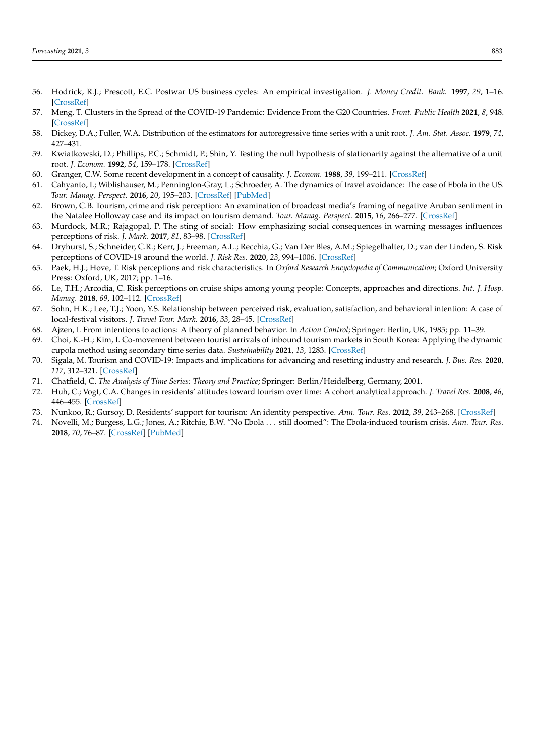56. Hodrick, R.J.; Prescott, E.C. Postwar US business cycles: An empirical investigation. *J. Money Credit. Bank.* **1997**, *29*, 1–16. [CrossRef]
57. Meng, T. Clusters in the Spread of the COVID-19 Pandemic: Evidence From the G20 Countries. *Front. Public Health* **2021**, *8*, 948. [CrossRef]
58. Dickey, D.A.; Fuller, W.A. Distribution of the estimators for autoregressive time series with a unit root. *J. Am. Stat. Assoc.* **1979**, *74*, 427–431.
59. Kwiatkowski, D.; Phillips, P.C.; Schmidt, P.; Shin, Y. Testing the null hypothesis of stationarity against the alternative of a unit root. *J. Econom.* **1992**, *54*, 159–178. [CrossRef]
60. Granger, C.W. Some recent development in a concept of causality. *J. Econom.* **1988**, *39*, 199–211. [CrossRef]
61. Cahyanto, I.; Wiblishauser, M.; Pennington-Gray, L.; Schroeder, A. The dynamics of travel avoidance: The case of Ebola in the US. *Tour. Manag. Perspect.* **2016**, *20*, 195–203. [CrossRef] [PubMed]
62. Brown, C.B. Tourism, crime and risk perception: An examination of broadcast media's framing of negative Aruban sentiment in the Natalee Holloway case and its impact on tourism demand. *Tour. Manag. Perspect.* **2015**, *16*, 266–277. [CrossRef]
63. Murdock, M.R.; Rajagopal, P. The sting of social: How emphasizing social consequences in warning messages influences perceptions of risk. *J. Mark.* **2017**, *81*, 83–98. [CrossRef]
64. Dryhurst, S.; Schneider, C.R.; Kerr, J.; Freeman, A.L.; Recchia, G.; Van Der Bles, A.M.; Spiegelhalter, D.; van der Linden, S. Risk perceptions of COVID-19 around the world. *J. Risk Res.* **2020**, *23*, 994–1006. [CrossRef]
65. Paek, H.J.; Hove, T. Risk perceptions and risk characteristics. In *Oxford Research Encyclopedia of Communication*; Oxford University Press: Oxford, UK, 2017; pp. 1–16.
66. Le, T.H.; Arcodia, C. Risk perceptions on cruise ships among young people: Concepts, approaches and directions. *Int. J. Hosp. Manag.* **2018**, *69*, 102–112. [CrossRef]
67. Sohn, H.K.; Lee, T.J.; Yoon, Y.S. Relationship between perceived risk, evaluation, satisfaction, and behavioral intention: A case of local-festival visitors. *J. Travel Tour. Mark.* **2016**, *33*, 28–45. [CrossRef]
68. Ajzen, I. From intentions to actions: A theory of planned behavior. In *Action Control*; Springer: Berlin, UK, 1985; pp. 11–39.
69. Choi, K.-H.; Kim, I. Co-movement between tourist arrivals of inbound tourism markets in South Korea: Applying the dynamic cupola method using secondary time series data. *Sustainability* **2021**, *13*, 1283. [CrossRef]
70. Sigala, M. Tourism and COVID-19: Impacts and implications for advancing and resetting industry and research. *J. Bus. Res.* **2020**, *117*, 312–321. [CrossRef]
71. Chatfield, C. *The Analysis of Time Series: Theory and Practice*; Springer: Berlin/Heidelberg, Germany, 2001.
72. Huh, C.; Vogt, C.A. Changes in residents' attitudes toward tourism over time: A cohort analytical approach. *J. Travel Res.* **2008**, *46*, 446–455. [CrossRef]
73. Nunkoo, R.; Gursoy, D. Residents' support for tourism: An identity perspective. *Ann. Tour. Res.* **2012**, *39*, 243–268. [CrossRef]
74. Novelli, M.; Burgess, L.G.; Jones, A.; Ritchie, B.W. "No Ebola ... still doomed": The Ebola-induced tourism crisis. *Ann. Tour. Res.* **2018**, *70*, 76–87. [CrossRef] [PubMed]